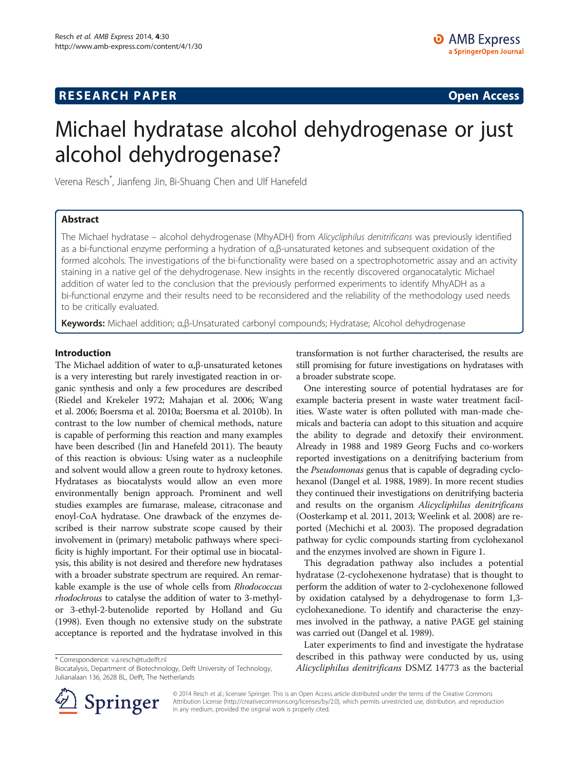**RESEARCH PAPER** **Open Access**

# Michael hydratase alcohol dehydrogenase or just alcohol dehydrogenase?

Verena Resch*, Jianfeng Jin, Bi-Shuang Chen and Ulf Hanefeld

## Abstract

The Michael hydratase – alcohol dehydrogenase (MhyADH) from *Alicycliphilus denitrificans* was previously identified as a bi-functional enzyme performing a hydration of α,β-unsaturated ketones and subsequent oxidation of the formed alcohols. The investigations of the bi-functionality were based on a spectrophotometric assay and an activity staining in a native gel of the dehydrogenase. New insights in the recently discovered organocatalytic Michael addition of water led to the conclusion that the previously performed experiments to identify MhyADH as a bi-functional enzyme and their results need to be reconsidered and the reliability of the methodology used needs to be critically evaluated.

**Keywords:** Michael addition; α,β-Unsaturated carbonyl compounds; Hydratase; Alcohol dehydrogenase

## Introduction

The Michael addition of water to α,β-unsaturated ketones is a very interesting but rarely investigated reaction in organic synthesis and only a few procedures are described (Riedel and Krekeler 1972; Mahajan et al. 2006; Wang et al. 2006; Boersma et al. 2010a; Boersma et al. 2010b). In contrast to the low number of chemical methods, nature is capable of performing this reaction and many examples have been described (Jin and Hanefeld 2011). The beauty of this reaction is obvious: Using water as a nucleophile and solvent would allow a green route to hydroxy ketones. Hydratases as biocatalysts would allow an even more environmentally benign approach. Prominent and well studies examples are fumarase, malease, citraconase and enoyl-CoA hydratase. One drawback of the enzymes described is their narrow substrate scope caused by their involvement in (primary) metabolic pathways where specificity is highly important. For their optimal use in biocatalysis, this ability is not desired and therefore new hydratases with a broader substrate spectrum are required. An remarkable example is the use of whole cells from *Rhodococcus rhodochrous* to catalyse the addition of water to 3-methyl- or 3-ethyl-2-butenolide reported by Holland and Gu (1998). Even though no extensive study on the substrate acceptance is reported and the hydratase involved in this transformation is not further characterised, the results are still promising for future investigations on hydratases with a broader substrate scope.

One interesting source of potential hydratases are for example bacteria present in waste water treatment facilities. Waste water is often polluted with man-made chemicals and bacteria can adopt to this situation and acquire the ability to degrade and detoxify their environment. Already in 1988 and 1989 Georg Fuchs and co-workers reported investigations on a denitrifying bacterium from the *Pseudomonas* genus that is capable of degrading cyclohexanol (Dangel et al. 1988, 1989). In more recent studies they continued their investigations on denitrifying bacteria and results on the organism *Alicycliphilus denitrificans* (Oosterkamp et al. 2011, 2013; Weelink et al. 2008) are reported (Mechichi et al. 2003). The proposed degradation pathway for cyclic compounds starting from cyclohexanol and the enzymes involved are shown in Figure 1.

This degradation pathway also includes a potential hydratase (2-cyclohexenone hydratase) that is thought to perform the addition of water to 2-cyclohexenone followed by oxidation catalysed by a dehydrogenase to form 1,3-cyclohexanedione. To identify and characterise the enzymes involved in the pathway, a native PAGE gel staining was carried out (Dangel et al. 1989).

Later experiments to find and investigate the hydratase described in this pathway were conducted by us, using *Alicycliphilus denitrificans* DSMZ 14773 as the bacterial

\* Correspondence: v.a.resch@tudelft.nl
Biocatalysis, Department of Biotechnology, Delft University of Technology, Julianalaan 136, 2628 BL, Delft, The Netherlands

© 2014 Resch et al.; licensee Springer. This is an Open Access article distributed under the terms of the Creative Commons Attribution License (http://creativecommons.org/licenses/by/2.0), which permits unrestricted use, distribution, and reproduction in any medium, provided the original work is properly cited.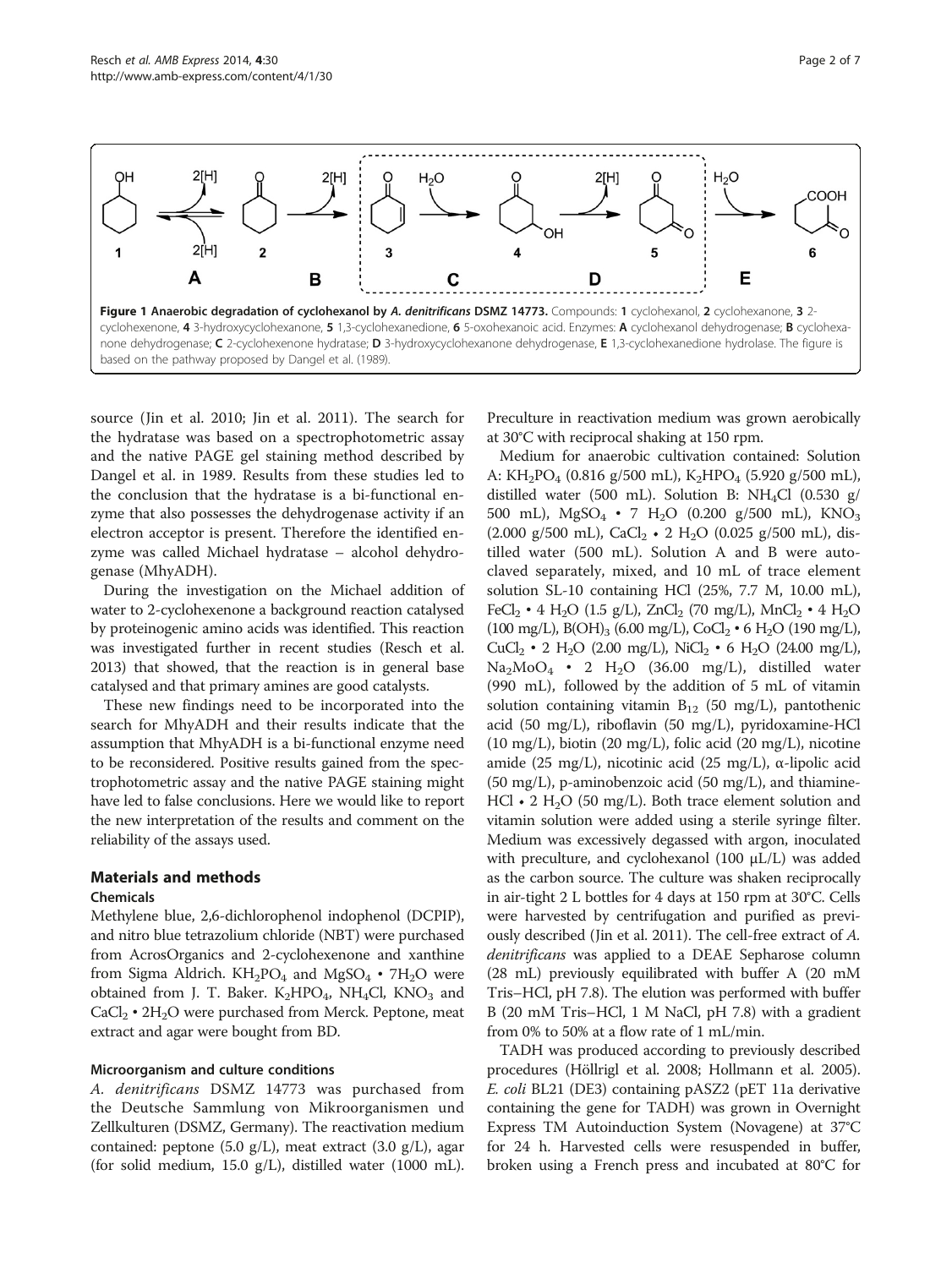**Figure 1 Anaerobic degradation of cyclohexanol by *A. denitrificans* DSMZ 14773.** Compounds: **1** cyclohexanol, **2** cyclohexanone, **3** 2-cyclohexenone, **4** 3-hydroxycyclohexanone, **5** 1,3-cyclohexanedione, **6** 5-oxohexanoic acid. Enzymes: **A** cyclohexanol dehydrogenase; **B** cyclohexanone dehydrogenase; **C** 2-cyclohexenone hydratase; **D** 3-hydroxycyclohexanone dehydrogenase, **E** 1,3-cyclohexanedione hydrolase. The figure is based on the pathway proposed by Dangel et al. (1989).

source (Jin et al. 2010; Jin et al. 2011). The search for the hydratase was based on a spectrophotometric assay and the native PAGE gel staining method described by Dangel et al. in 1989. Results from these studies led to the conclusion that the hydratase is a bi-functional enzyme that also possesses the dehydrogenase activity if an electron acceptor is present. Therefore the identified enzyme was called Michael hydratase – alcohol dehydrogenase (MhyADH).

During the investigation on the Michael addition of water to 2-cyclohexenone a background reaction catalysed by proteinogenic amino acids was identified. This reaction was investigated further in recent studies (Resch et al. 2013) that showed, that the reaction is in general base catalysed and that primary amines are good catalysts.

These new findings need to be incorporated into the search for MhyADH and their results indicate that the assumption that MhyADH is a bi-functional enzyme need to be reconsidered. Positive results gained from the spectrophotometric assay and the native PAGE staining might have led to false conclusions. Here we would like to report the new interpretation of the results and comment on the reliability of the assays used.

## Materials and methods

### Chemicals

Methylene blue, 2,6-dichlorophenol indophenol (DCPIP), and nitro blue tetrazolium chloride (NBT) were purchased from AcrosOrganics and 2-cyclohexenone and xanthine from Sigma Aldrich. $KH_2PO_4$ and $MgSO_4 \cdot 7H_2O$ were obtained from J. T. Baker. $K_2HPO_4$, $NH_4Cl$, $KNO_3$ and $CaCl_2 \cdot 2H_2O$ were purchased from Merck. Peptone, meat extract and agar were bought from BD.

### Microorganism and culture conditions

*A. denitrificans* DSMZ 14773 was purchased from the Deutsche Sammlung von Mikroorganismen und Zellkulturen (DSMZ, Germany). The reactivation medium contained: peptone (5.0 g/L), meat extract (3.0 g/L), agar (for solid medium, 15.0 g/L), distilled water (1000 mL). Preculture in reactivation medium was grown aerobically at 30°C with reciprocal shaking at 150 rpm.

Medium for anaerobic cultivation contained: Solution A: $KH_2PO_4$ (0.816 g/500 mL), $K_2HPO_4$ (5.920 g/500 mL), distilled water (500 mL). Solution B: $NH_4Cl$ (0.530 g/500 mL), $MgSO_4 \cdot 7\ H_2O$ (0.200 g/500 mL), $KNO_3$ (2.000 g/500 mL), $CaCl_2 \cdot 2\ H_2O$ (0.025 g/500 mL), distilled water (500 mL). Solution A and B were autoclaved separately, mixed, and 10 mL of trace element solution SL-10 containing HCl (25%, 7.7 M, 10.00 mL), $FeCl_2 \cdot 4\ H_2O$ (1.5 g/L), $ZnCl_2$ (70 mg/L), $MnCl_2 \cdot 4\ H_2O$ (100 mg/L), $B(OH)_3$ (6.00 mg/L), $CoCl_2 \cdot 6\ H_2O$ (190 mg/L), $CuCl_2 \cdot 2\ H_2O$ (2.00 mg/L), $NiCl_2 \cdot 6\ H_2O$ (24.00 mg/L), $Na_2MoO_4 \cdot 2\ H_2O$ (36.00 mg/L), distilled water (990 mL), followed by the addition of 5 mL of vitamin solution containing vitamin $B_{12}$ (50 mg/L), pantothenic acid (50 mg/L), riboflavin (50 mg/L), pyridoxamine-HCl (10 mg/L), biotin (20 mg/L), folic acid (20 mg/L), nicotine amide (25 mg/L), nicotinic acid (25 mg/L), α-lipolic acid (50 mg/L), p-aminobenzoic acid (50 mg/L), and thiamine-HCl $\cdot$ 2 $H_2O$ (50 mg/L). Both trace element solution and vitamin solution were added using a sterile syringe filter. Medium was excessively degassed with argon, inoculated with preculture, and cyclohexanol (100 μL/L) was added as the carbon source. The culture was shaken reciprocally in air-tight 2 L bottles for 4 days at 150 rpm at 30°C. Cells were harvested by centrifugation and purified as previously described (Jin et al. 2011). The cell-free extract of *A. denitrificans* was applied to a DEAE Sepharose column (28 mL) previously equilibrated with buffer A (20 mM Tris–HCl, pH 7.8). The elution was performed with buffer B (20 mM Tris–HCl, 1 M NaCl, pH 7.8) with a gradient from 0% to 50% at a flow rate of 1 mL/min.

TADH was produced according to previously described procedures (Höllrigl et al. 2008; Hollmann et al. 2005). *E. coli* BL21 (DE3) containing pASZ2 (pET 11a derivative containing the gene for TADH) was grown in Overnight Express TM Autoinduction System (Novagene) at 37°C for 24 h. Harvested cells were resuspended in buffer, broken using a French press and incubated at 80°C for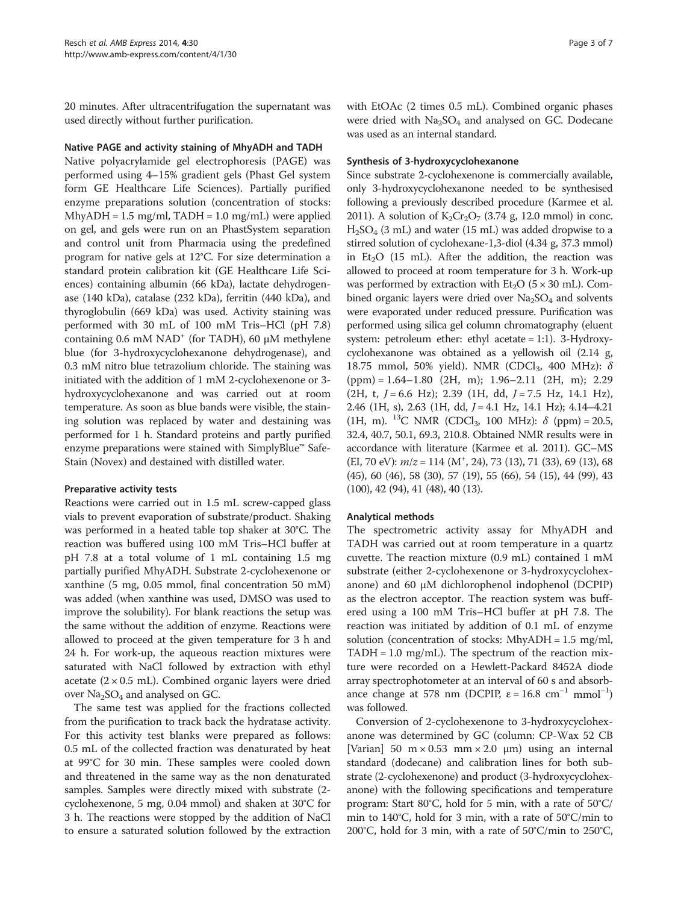20 minutes. After ultracentrifugation the supernatant was used directly without further purification.

### Native PAGE and activity staining of MhyADH and TADH

Native polyacrylamide gel electrophoresis (PAGE) was performed using 4–15% gradient gels (Phast Gel system form GE Healthcare Life Sciences). Partially purified enzyme preparations solution (concentration of stocks: MhyADH = 1.5 mg/ml, TADH = 1.0 mg/mL) were applied on gel, and gels were run on an PhastSystem separation and control unit from Pharmacia using the predefined program for native gels at 12°C. For size determination a standard protein calibration kit (GE Healthcare Life Sciences) containing albumin (66 kDa), lactate dehydrogenase (140 kDa), catalase (232 kDa), ferritin (440 kDa), and thyroglobulin (669 kDa) was used. Activity staining was performed with 30 mL of 100 mM Tris–HCl (pH 7.8) containing 0.6 mM $NAD^+$ (for TADH), 60 μM methylene blue (for 3-hydroxycyclohexanone dehydrogenase), and 0.3 mM nitro blue tetrazolium chloride. The staining was initiated with the addition of 1 mM 2-cyclohexenone or 3-hydroxycyclohexanone and was carried out at room temperature. As soon as blue bands were visible, the staining solution was replaced by water and destaining was performed for 1 h. Standard proteins and partly purified enzyme preparations were stained with SimplyBlue™ SafeStain (Novex) and destained with distilled water.

### Preparative activity tests

Reactions were carried out in 1.5 mL screw-capped glass vials to prevent evaporation of substrate/product. Shaking was performed in a heated table top shaker at 30°C. The reaction was buffered using 100 mM Tris–HCl buffer at pH 7.8 at a total volume of 1 mL containing 1.5 mg partially purified MhyADH. Substrate 2-cyclohexenone or xanthine (5 mg, 0.05 mmol, final concentration 50 mM) was added (when xanthine was used, DMSO was used to improve the solubility). For blank reactions the setup was the same without the addition of enzyme. Reactions were allowed to proceed at the given temperature for 3 h and 24 h. For work-up, the aqueous reaction mixtures were saturated with NaCl followed by extraction with ethyl acetate (2 × 0.5 mL). Combined organic layers were dried over $Na_2SO_4$ and analysed on GC.

The same test was applied for the fractions collected from the purification to track back the hydratase activity. For this activity test blanks were prepared as follows: 0.5 mL of the collected fraction was denaturated by heat at 99°C for 30 min. These samples were cooled down and threatened in the same way as the non denaturated samples. Samples were directly mixed with substrate (2-cyclohexenone, 5 mg, 0.04 mmol) and shaken at 30°C for 3 h. The reactions were stopped by the addition of NaCl to ensure a saturated solution followed by the extraction with EtOAc (2 times 0.5 mL). Combined organic phases were dried with $Na_2SO_4$ and analysed on GC. Dodecane was used as an internal standard.

### Synthesis of 3-hydroxycyclohexanone

Since substrate 2-cyclohexenone is commercially available, only 3-hydroxycyclohexanone needed to be synthesised following a previously described procedure (Karmee et al. 2011). A solution of $K_2Cr_2O_7$ (3.74 g, 12.0 mmol) in conc. $H_2SO_4$ (3 mL) and water (15 mL) was added dropwise to a stirred solution of cyclohexane-1,3-diol (4.34 g, 37.3 mmol) in $Et_2O$ (15 mL). After the addition, the reaction was allowed to proceed at room temperature for 3 h. Work-up was performed by extraction with $Et_2O$ (5 × 30 mL). Combined organic layers were dried over $Na_2SO_4$ and solvents were evaporated under reduced pressure. Purification was performed using silica gel column chromatography (eluent system: petroleum ether: ethyl acetate = 1:1). 3-Hydroxycyclohexanone was obtained as a yellowish oil (2.14 g, 18.75 mmol, 50% yield). NMR ($CDCl_3$, 400 MHz): $\delta$ (ppm) = 1.64–1.80 (2H, m); 1.96–2.11 (2H, m); 2.29 (2H, t, $J$ = 6.6 Hz); 2.39 (1H, dd, $J$ = 7.5 Hz, 14.1 Hz), 2.46 (1H, s), 2.63 (1H, dd, $J$ = 4.1 Hz, 14.1 Hz); 4.14–4.21 (1H, m). $^{13}C$ NMR ($CDCl_3$, 100 MHz): $\delta$ (ppm) = 20.5, 32.4, 40.7, 50.1, 69.3, 210.8. Obtained NMR results were in accordance with literature (Karmee et al. 2011). GC–MS (EI, 70 eV): $m/z$ = 114 ($M^+$, 24), 73 (13), 71 (33), 69 (13), 68 (45), 60 (46), 58 (30), 57 (19), 55 (66), 54 (15), 44 (99), 43 (100), 42 (94), 41 (48), 40 (13).

### Analytical methods

The spectrometric activity assay for MhyADH and TADH was carried out at room temperature in a quartz cuvette. The reaction mixture (0.9 mL) contained 1 mM substrate (either 2-cyclohexenone or 3-hydroxycyclohexanone) and 60 μM dichlorophenol indophenol (DCPIP) as the electron acceptor. The reaction system was buffered using a 100 mM Tris–HCl buffer at pH 7.8. The reaction was initiated by addition of 0.1 mL of enzyme solution (concentration of stocks: MhyADH = 1.5 mg/ml, TADH = 1.0 mg/mL). The spectrum of the reaction mixture were recorded on a Hewlett-Packard 8452A diode array spectrophotometer at an interval of 60 s and absorbance change at 578 nm (DCPIP, $\varepsilon = 16.8\ cm^{-1}\ mmol^{-1}$) was followed.

Conversion of 2-cyclohexenone to 3-hydroxycyclohexanone was determined by GC (column: CP-Wax 52 CB [Varian] 50 m × 0.53 mm × 2.0 μm) using an internal standard (dodecane) and calibration lines for both substrate (2-cyclohexenone) and product (3-hydroxycyclohexanone) with the following specifications and temperature program: Start 80°C, hold for 5 min, with a rate of 50°C/min to 140°C, hold for 3 min, with a rate of 50°C/min to 200°C, hold for 3 min, with a rate of 50°C/min to 250°C,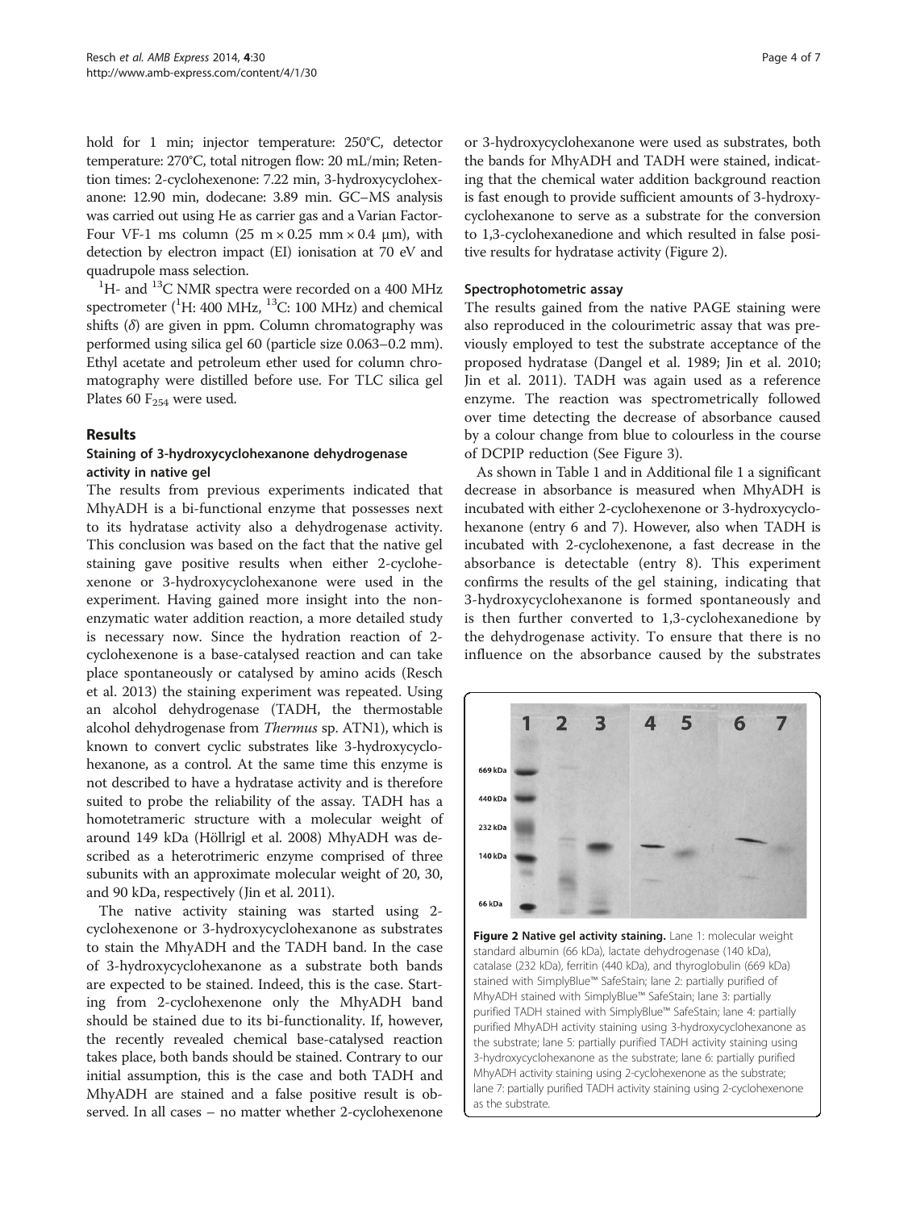hold for 1 min; injector temperature: 250°C, detector temperature: 270°C, total nitrogen flow: 20 mL/min; Retention times: 2-cyclohexenone: 7.22 min, 3-hydroxycyclohexanone: 12.90 min, dodecane: 3.89 min. GC–MS analysis was carried out using He as carrier gas and a Varian FactorFour VF-1 ms column (25 m × 0.25 mm × 0.4 μm), with detection by electron impact (EI) ionisation at 70 eV and quadrupole mass selection.

$^{1}$H- and $^{13}$C NMR spectra were recorded on a 400 MHz spectrometer ($^{1}$H: 400 MHz, $^{13}$C: 100 MHz) and chemical shifts ($\delta$) are given in ppm. Column chromatography was performed using silica gel 60 (particle size 0.063–0.2 mm). Ethyl acetate and petroleum ether used for column chromatography were distilled before use. For TLC silica gel Plates 60 $F_{254}$ were used.

## Results

### Staining of 3-hydroxycyclohexanone dehydrogenase activity in native gel

The results from previous experiments indicated that MhyADH is a bi-functional enzyme that possesses next to its hydratase activity also a dehydrogenase activity. This conclusion was based on the fact that the native gel staining gave positive results when either 2-cyclohexenone or 3-hydroxycyclohexanone were used in the experiment. Having gained more insight into the non-enzymatic water addition reaction, a more detailed study is necessary now. Since the hydration reaction of 2-cyclohexenone is a base-catalysed reaction and can take place spontaneously or catalysed by amino acids (Resch et al. 2013) the staining experiment was repeated. Using an alcohol dehydrogenase (TADH, the thermostable alcohol dehydrogenase from *Thermus* sp. ATN1), which is known to convert cyclic substrates like 3-hydroxycyclohexanone, as a control. At the same time this enzyme is not described to have a hydratase activity and is therefore suited to probe the reliability of the assay. TADH has a homotetrameric structure with a molecular weight of around 149 kDa (Höllrigl et al. 2008) MhyADH was described as a heterotrimeric enzyme comprised of three subunits with an approximate molecular weight of 20, 30, and 90 kDa, respectively (Jin et al. 2011).

The native activity staining was started using 2-cyclohexenone or 3-hydroxycyclohexanone as substrates to stain the MhyADH and the TADH band. In the case of 3-hydroxycyclohexanone as a substrate both bands are expected to be stained. Indeed, this is the case. Starting from 2-cyclohexenone only the MhyADH band should be stained due to its bi-functionality. If, however, the recently revealed chemical base-catalysed reaction takes place, both bands should be stained. Contrary to our initial assumption, this is the case and both TADH and MhyADH are stained and a false positive result is observed. In all cases – no matter whether 2-cyclohexenone or 3-hydroxycyclohexanone were used as substrates, both the bands for MhyADH and TADH were stained, indicating that the chemical water addition background reaction is fast enough to provide sufficient amounts of 3-hydroxycyclohexanone to serve as a substrate for the conversion to 1,3-cyclohexanedione and which resulted in false positive results for hydratase activity (Figure 2).

### Spectrophotometric assay

The results gained from the native PAGE staining were also reproduced in the colourimetric assay that was previously employed to test the substrate acceptance of the proposed hydratase (Dangel et al. 1989; Jin et al. 2010; Jin et al. 2011). TADH was again used as a reference enzyme. The reaction was spectrometrically followed over time detecting the decrease of absorbance caused by a colour change from blue to colourless in the course of DCPIP reduction (See Figure 3).

As shown in Table 1 and in Additional file 1 a significant decrease in absorbance is measured when MhyADH is incubated with either 2-cyclohexenone or 3-hydroxycyclohexanone (entry 6 and 7). However, also when TADH is incubated with 2-cyclohexenone, a fast decrease in the absorbance is detectable (entry 8). This experiment confirms the results of the gel staining, indicating that 3-hydroxycyclohexanone is formed spontaneously and is then further converted to 1,3-cyclohexanedione by the dehydrogenase activity. To ensure that there is no influence on the absorbance caused by the substrates

**Figure 2 Native gel activity staining.** Lane 1: molecular weight standard albumin (66 kDa), lactate dehydrogenase (140 kDa), catalase (232 kDa), ferritin (440 kDa), and thyroglobulin (669 kDa) stained with SimplyBlue™ SafeStain; lane 2: partially purified of MhyADH stained with SimplyBlue™ SafeStain; lane 3: partially purified TADH stained with SimplyBlue™ SafeStain; lane 4: partially purified MhyADH activity staining using 3-hydroxycyclohexanone as the substrate; lane 5: partially purified TADH activity staining using 3-hydroxycyclohexanone as the substrate; lane 6: partially purified MhyADH activity staining using 2-cyclohexenone as the substrate; lane 7: partially purified TADH activity staining using 2-cyclohexenone as the substrate.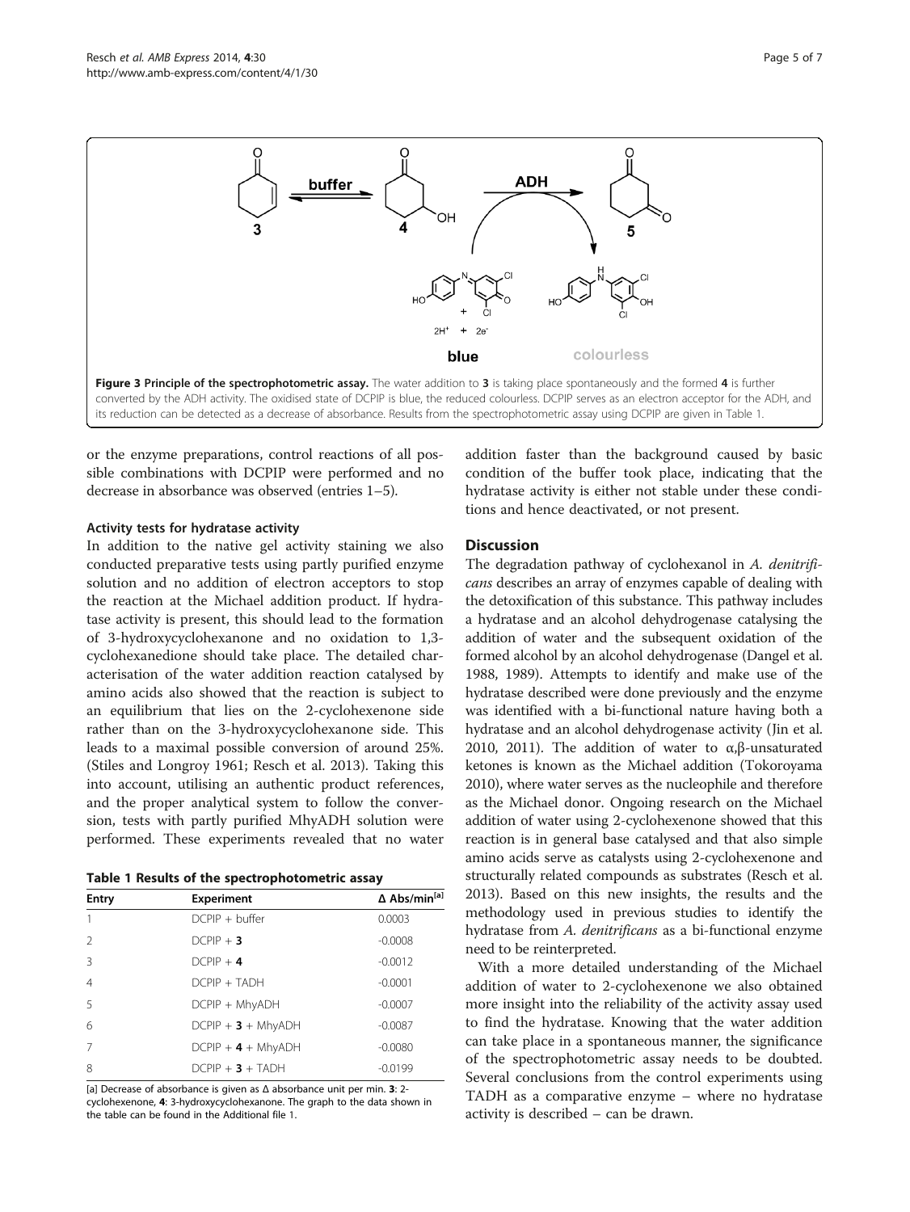**Figure 3 Principle of the spectrophotometric assay.** The water addition to **3** is taking place spontaneously and the formed **4** is further converted by the ADH activity. The oxidised state of DCPIP is blue, the reduced colourless. DCPIP serves as an electron acceptor for the ADH, and its reduction can be detected as a decrease of absorbance. Results from the spectrophotometric assay using DCPIP are given in Table 1.

or the enzyme preparations, control reactions of all possible combinations with DCPIP were performed and no decrease in absorbance was observed (entries 1–5).

#### Activity tests for hydratase activity

In addition to the native gel activity staining we also conducted preparative tests using partly purified enzyme solution and no addition of electron acceptors to stop the reaction at the Michael addition product. If hydratase activity is present, this should lead to the formation of 3-hydroxycyclohexanone and no oxidation to 1,3-cyclohexanedione should take place. The detailed characterisation of the water addition reaction catalysed by amino acids also showed that the reaction is subject to an equilibrium that lies on the 2-cyclohexenone side rather than on the 3-hydroxycyclohexanone side. This leads to a maximal possible conversion of around 25%. (Stiles and Longroy 1961; Resch et al. 2013). Taking this into account, utilising an authentic product references, and the proper analytical system to follow the conversion, tests with partly purified MhyADH solution were performed. These experiments revealed that no water addition faster than the background caused by basic condition of the buffer took place, indicating that the hydratase activity is either not stable under these conditions and hence deactivated, or not present.

**Table 1 Results of the spectrophotometric assay**

| Entry | Experiment | Δ Abs/min[a] |
|---|---|---|
| 1 | DCPIP + buffer | 0.0003 |
| 2 | DCPIP + **3** | -0.0008 |
| 3 | DCPIP + **4** | -0.0012 |
| 4 | DCPIP + TADH | -0.0001 |
| 5 | DCPIP + MhyADH | -0.0007 |
| 6 | DCPIP + **3** + MhyADH | -0.0087 |
| 7 | DCPIP + **4** + MhyADH | -0.0080 |
| 8 | DCPIP + **3** + TADH | -0.0199 |

[a] Decrease of absorbance is given as Δ absorbance unit per min. **3**: 2-cyclohexenone, **4**: 3-hydroxycyclohexanone. The graph to the data shown in the table can be found in the Additional file 1.

## Discussion

The degradation pathway of cyclohexanol in *A. denitrificans* describes an array of enzymes capable of dealing with the detoxification of this substance. This pathway includes a hydratase and an alcohol dehydrogenase catalysing the addition of water and the subsequent oxidation of the formed alcohol by an alcohol dehydrogenase (Dangel et al. 1988, 1989). Attempts to identify and make use of the hydratase described were done previously and the enzyme was identified with a bi-functional nature having both a hydratase and an alcohol dehydrogenase activity (Jin et al. 2010, 2011). The addition of water to α,β-unsaturated ketones is known as the Michael addition (Tokoroyama 2010), where water serves as the nucleophile and therefore as the Michael donor. Ongoing research on the Michael addition of water using 2-cyclohexenone showed that this reaction is in general base catalysed and that also simple amino acids serve as catalysts using 2-cyclohexenone and structurally related compounds as substrates (Resch et al. 2013). Based on this new insights, the results and the methodology used in previous studies to identify the hydratase from *A. denitrificans* as a bi-functional enzyme need to be reinterpreted.

With a more detailed understanding of the Michael addition of water to 2-cyclohexenone we also obtained more insight into the reliability of the activity assay used to find the hydratase. Knowing that the water addition can take place in a spontaneous manner, the significance of the spectrophotometric assay needs to be doubted. Several conclusions from the control experiments using TADH as a comparative enzyme – where no hydratase activity is described – can be drawn.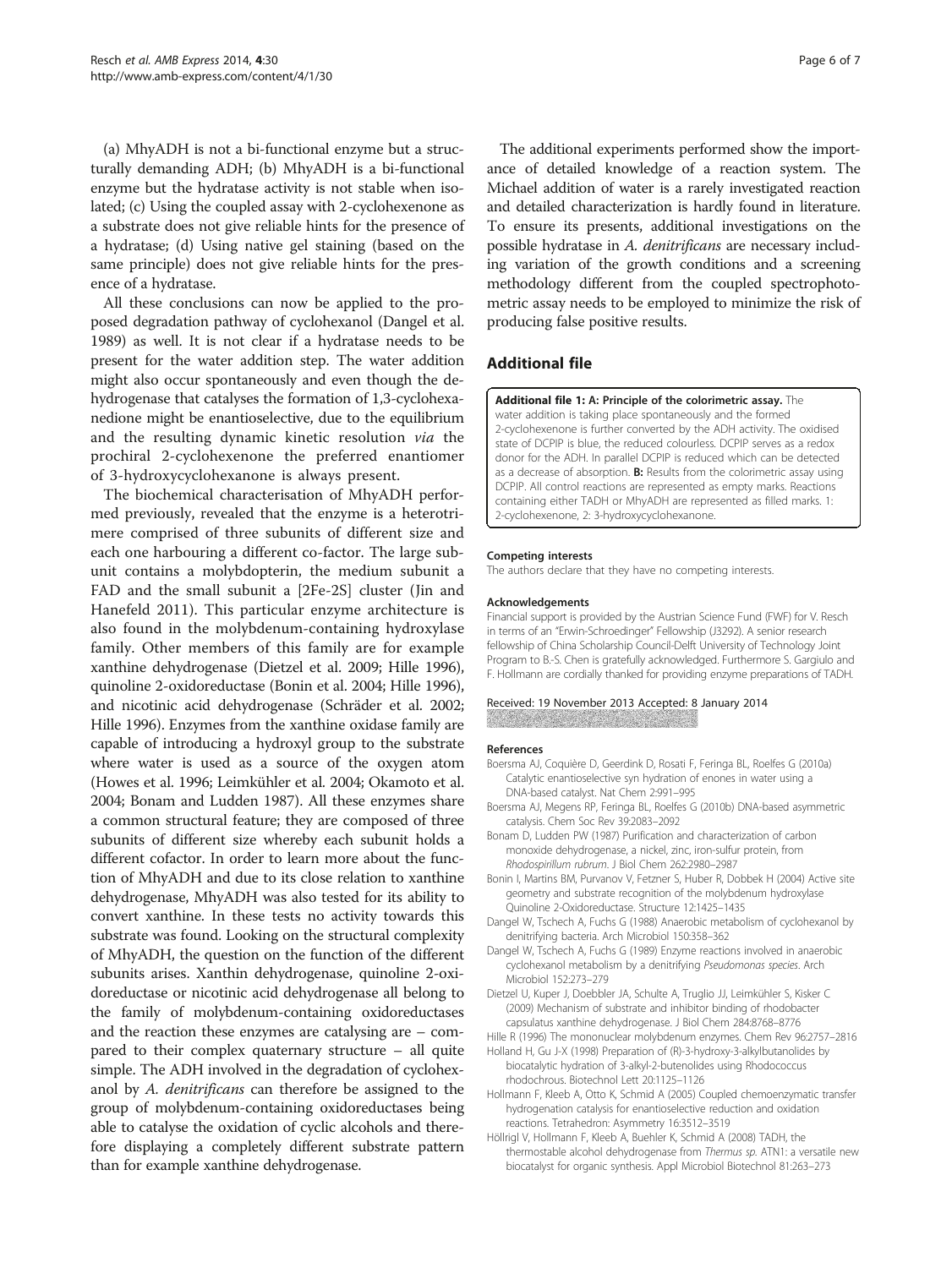(a) MhyADH is not a bi-functional enzyme but a structurally demanding ADH; (b) MhyADH is a bi-functional enzyme but the hydratase activity is not stable when isolated; (c) Using the coupled assay with 2-cyclohexenone as a substrate does not give reliable hints for the presence of a hydratase; (d) Using native gel staining (based on the same principle) does not give reliable hints for the presence of a hydratase.

All these conclusions can now be applied to the proposed degradation pathway of cyclohexanol (Dangel et al. 1989) as well. It is not clear if a hydratase needs to be present for the water addition step. The water addition might also occur spontaneously and even though the dehydrogenase that catalyses the formation of 1,3-cyclohexanedione might be enantioselective, due to the equilibrium and the resulting dynamic kinetic resolution *via* the prochiral 2-cyclohexenone the preferred enantiomer of 3-hydroxycyclohexanone is always present.

The biochemical characterisation of MhyADH performed previously, revealed that the enzyme is a heterotrimere comprised of three subunits of different size and each one harbouring a different co-factor. The large subunit contains a molybdopterin, the medium subunit a FAD and the small subunit a [2Fe-2S] cluster (Jin and Hanefeld 2011). This particular enzyme architecture is also found in the molybdenum-containing hydroxylase family. Other members of this family are for example xanthine dehydrogenase (Dietzel et al. 2009; Hille 1996), quinoline 2-oxidoreductase (Bonin et al. 2004; Hille 1996), and nicotinic acid dehydrogenase (Schräder et al. 2002; Hille 1996). Enzymes from the xanthine oxidase family are capable of introducing a hydroxyl group to the substrate where water is used as a source of the oxygen atom (Howes et al. 1996; Leimkühler et al. 2004; Okamoto et al. 2004; Bonam and Ludden 1987). All these enzymes share a common structural feature; they are composed of three subunits of different size whereby each subunit holds a different cofactor. In order to learn more about the function of MhyADH and due to its close relation to xanthine dehydrogenase, MhyADH was also tested for its ability to convert xanthine. In these tests no activity towards this substrate was found. Looking on the structural complexity of MhyADH, the question on the function of the different subunits arises. Xanthin dehydrogenase, quinoline 2-oxidoreductase or nicotinic acid dehydrogenase all belong to the family of molybdenum-containing oxidoreductases and the reaction these enzymes are catalysing are – compared to their complex quaternary structure – all quite simple. The ADH involved in the degradation of cyclohexanol by *A. denitrificans* can therefore be assigned to the group of molybdenum-containing oxidoreductases being able to catalyse the oxidation of cyclic alcohols and therefore displaying a completely different substrate pattern than for example xanthine dehydrogenase.

The additional experiments performed show the importance of detailed knowledge of a reaction system. The Michael addition of water is a rarely investigated reaction and detailed characterization is hardly found in literature. To ensure its presents, additional investigations on the possible hydratase in *A. denitrificans* are necessary including variation of the growth conditions and a screening methodology different from the coupled spectrophotometric assay needs to be employed to minimize the risk of producing false positive results.

## Additional file

**Additional file 1: A: Principle of the colorimetric assay.** The water addition is taking place spontaneously and the formed 2-cyclohexenone is further converted by the ADH activity. The oxidised state of DCPIP is blue, the reduced colourless. DCPIP serves as a redox donor for the ADH. In parallel DCPIP is reduced which can be detected as a decrease of absorption. **B:** Results from the colorimetric assay using DCPIP. All control reactions are represented as empty marks. Reactions containing either TADH or MhyADH are represented as filled marks. 1: 2-cyclohexenone, 2: 3-hydroxycyclohexanone.

#### Competing interests

The authors declare that they have no competing interests.

#### Acknowledgements

Financial support is provided by the Austrian Science Fund (FWF) for V. Resch in terms of an "Erwin-Schroedinger" Fellowship (J3292). A senior research fellowship of China Scholarship Council-Delft University of Technology Joint Program to B.-S. Chen is gratefully acknowledged. Furthermore S. Gargiulo and F. Hollmann are cordially thanked for providing enzyme preparations of TADH.

Received: 19 November 2013 Accepted: 8 January 2014

#### References

Boersma AJ, Coquière D, Geerdink D, Rosati F, Feringa BL, Roelfes G (2010a) Catalytic enantioselective syn hydration of enones in water using a DNA-based catalyst. Nat Chem 2:991–995

Boersma AJ, Megens RP, Feringa BL, Roelfes G (2010b) DNA-based asymmetric catalysis. Chem Soc Rev 39:2083–2092

Bonam D, Ludden PW (1987) Purification and characterization of carbon monoxide dehydrogenase, a nickel, zinc, iron-sulfur protein, from *Rhodospirillum rubrum*. J Biol Chem 262:2980–2987

Bonin I, Martins BM, Purvanov V, Fetzner S, Huber R, Dobbek H (2004) Active site geometry and substrate recognition of the molybdenum hydroxylase Quinoline 2-Oxidoreductase. Structure 12:1425–1435

Dangel W, Tschech A, Fuchs G (1988) Anaerobic metabolism of cyclohexanol by denitrifying bacteria. Arch Microbiol 150:358–362

Dangel W, Tschech A, Fuchs G (1989) Enzyme reactions involved in anaerobic cyclohexanol metabolism by a denitrifying *Pseudomonas species*. Arch Microbiol 152:273–279

Dietzel U, Kuper J, Doebbler JA, Schulte A, Truglio JJ, Leimkühler S, Kisker C (2009) Mechanism of substrate and inhibitor binding of rhodobacter capsulatus xanthine dehydrogenase. J Biol Chem 284:8768–8776

Hille R (1996) The mononuclear molybdenum enzymes. Chem Rev 96:2757–2816

Holland H, Gu J-X (1998) Preparation of (R)-3-hydroxy-3-alkylbutanolides by biocatalytic hydration of 3-alkyl-2-butenolides using Rhodococcus rhodochrous. Biotechnol Lett 20:1125–1126

Hollmann F, Kleeb A, Otto K, Schmid A (2005) Coupled chemoenzymatic transfer hydrogenation catalysis for enantioselective reduction and oxidation reactions. Tetrahedron: Asymmetry 16:3512–3519

Höllrigl V, Hollmann F, Kleeb A, Buehler K, Schmid A (2008) TADH, the thermostable alcohol dehydrogenase from *Thermus sp.* ATN1: a versatile new biocatalyst for organic synthesis. Appl Microbiol Biotechnol 81:263–273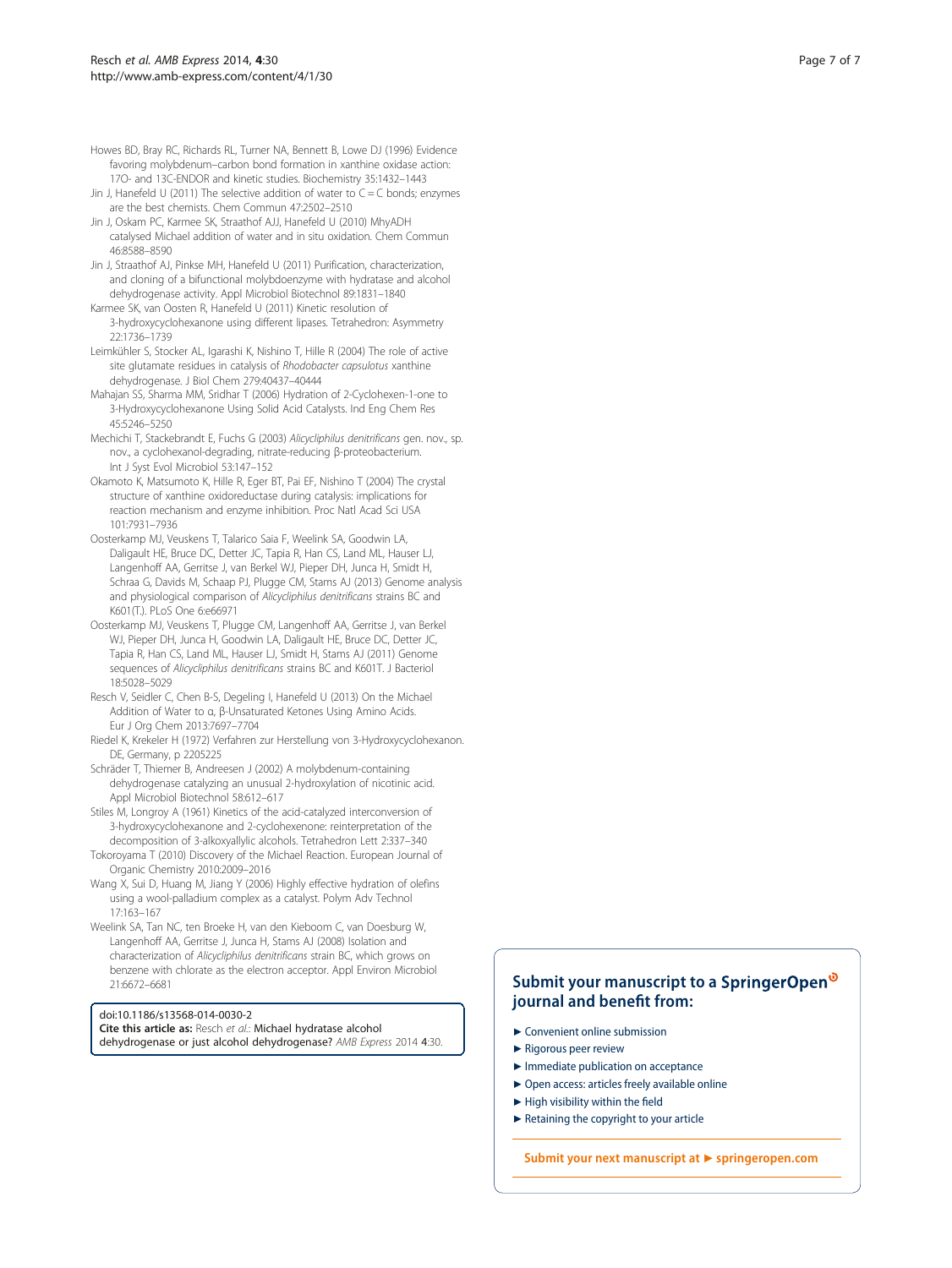Howes BD, Bray RC, Richards RL, Turner NA, Bennett B, Lowe DJ (1996) Evidence favoring molybdenum–carbon bond formation in xanthine oxidase action: 17O- and 13C-ENDOR and kinetic studies. Biochemistry 35:1432–1443

Jin J, Hanefeld U (2011) The selective addition of water to C = C bonds; enzymes are the best chemists. Chem Commun 47:2502–2510

Jin J, Oskam PC, Karmee SK, Straathof AJJ, Hanefeld U (2010) MhyADH catalysed Michael addition of water and in situ oxidation. Chem Commun 46:8588–8590

Jin J, Straathof AJ, Pinkse MH, Hanefeld U (2011) Purification, characterization, and cloning of a bifunctional molybdoenzyme with hydratase and alcohol dehydrogenase activity. Appl Microbiol Biotechnol 89:1831–1840

Karmee SK, van Oosten R, Hanefeld U (2011) Kinetic resolution of 3-hydroxycyclohexanone using different lipases. Tetrahedron: Asymmetry 22:1736–1739

Leimkühler S, Stocker AL, Igarashi K, Nishino T, Hille R (2004) The role of active site glutamate residues in catalysis of *Rhodobacter capsulotus* xanthine dehydrogenase. J Biol Chem 279:40437–40444

Mahajan SS, Sharma MM, Sridhar T (2006) Hydration of 2-Cyclohexen-1-one to 3-Hydroxycyclohexanone Using Solid Acid Catalysts. Ind Eng Chem Res 45:5246–5250

Mechichi T, Stackebrandt E, Fuchs G (2003) *Alicycliphilus denitrificans* gen. nov., sp. nov., a cyclohexanol-degrading, nitrate-reducing β-proteobacterium. Int J Syst Evol Microbiol 53:147–152

Okamoto K, Matsumoto K, Hille R, Eger BT, Pai EF, Nishino T (2004) The crystal structure of xanthine oxidoreductase during catalysis: implications for reaction mechanism and enzyme inhibition. Proc Natl Acad Sci USA 101:7931–7936

Oosterkamp MJ, Veuskens T, Talarico Saia F, Weelink SA, Goodwin LA, Daligault HE, Bruce DC, Detter JC, Tapia R, Han CS, Land ML, Hauser LJ, Langenhoff AA, Gerritse J, van Berkel WJ, Pieper DH, Junca H, Smidt H, Schraa G, Davids M, Schaap PJ, Plugge CM, Stams AJ (2013) Genome analysis and physiological comparison of *Alicycliphilus denitrificans* strains BC and K601(T.). PLoS One 6:e66971

Oosterkamp MJ, Veuskens T, Plugge CM, Langenhoff AA, Gerritse J, van Berkel WJ, Pieper DH, Junca H, Goodwin LA, Daligault HE, Bruce DC, Detter JC, Tapia R, Han CS, Land ML, Hauser LJ, Smidt H, Stams AJ (2011) Genome sequences of *Alicycliphilus denitrificans* strains BC and K601T. J Bacteriol 18:5028–5029

Resch V, Seidler C, Chen B-S, Degeling I, Hanefeld U (2013) On the Michael Addition of Water to α, β-Unsaturated Ketones Using Amino Acids. Eur J Org Chem 2013:7697–7704

Riedel K, Krekeler H (1972) Verfahren zur Herstellung von 3-Hydroxycyclohexanon. DE, Germany, p 2205225

Schräder T, Thiemer B, Andreesen J (2002) A molybdenum-containing dehydrogenase catalyzing an unusual 2-hydroxylation of nicotinic acid. Appl Microbiol Biotechnol 58:612–617

Stiles M, Longroy A (1961) Kinetics of the acid-catalyzed interconversion of 3-hydroxycyclohexanone and 2-cyclohexenone: reinterpretation of the decomposition of 3-alkoxyallylic alcohols. Tetrahedron Lett 2:337–340

Tokoroyama T (2010) Discovery of the Michael Reaction. European Journal of Organic Chemistry 2010:2009–2016

Wang X, Sui D, Huang M, Jiang Y (2006) Highly effective hydration of olefins using a wool-palladium complex as a catalyst. Polym Adv Technol 17:163–167

Weelink SA, Tan NC, ten Broeke H, van den Kieboom C, van Doesburg W, Langenhoff AA, Gerritse J, Junca H, Stams AJ (2008) Isolation and characterization of *Alicycliphilus denitrificans* strain BC, which grows on benzene with chlorate as the electron acceptor. Appl Environ Microbiol 21:6672–6681

doi:10.1186/s13568-014-0030-2

**Cite this article as:** Resch *et al.*: Michael hydratase alcohol dehydrogenase or just alcohol dehydrogenase? *AMB Express* 2014 **4**:30.

**Submit your manuscript to a SpringerOpen journal and benefit from:**

- ► Convenient online submission
- ► Rigorous peer review
- ► Immediate publication on acceptance
- ► Open access: articles freely available online
- ► High visibility within the field
- ► Retaining the copyright to your article

**Submit your next manuscript at ► springeropen.com**